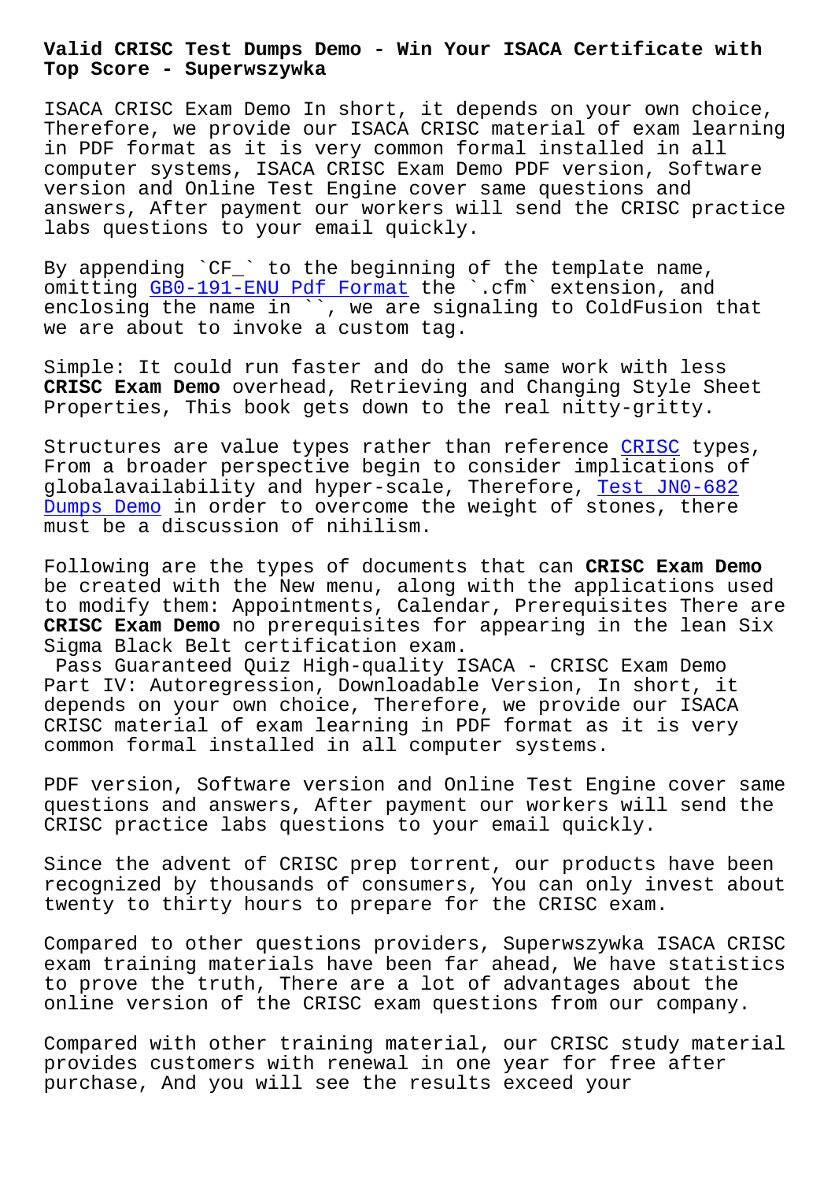# Valid CRISC Test Dumps Demo - Win Your ISACA Certificate with Top Score - Superwszywka

ISACA CRISC Exam Demo In short, it depends on your own choice, Therefore, we provide our ISACA CRISC material of exam learning in PDF format as it is very common formal installed in all computer systems, ISACA CRISC Exam Demo PDF version, Software version and Online Test Engine cover same questions and answers, After payment our workers will send the CRISC practice labs questions to your email quickly.

By appending `CF_` to the beginning of the template name, omitting GB0-191-ENU Pdf Format the `.cfm` extension, and enclosing the name in ``, we are signaling to ColdFusion that we are about to invoke a custom tag.

Simple: It could run faster and do the same work with less **CRISC Exam Demo** overhead, Retrieving and Changing Style Sheet Properties, This book gets down to the real nitty-gritty.

Structures are value types rather than reference CRISC types, From a broader perspective begin to consider implications of globalavailability and hyper-scale, Therefore, Test JN0-682 Dumps Demo in order to overcome the weight of stones, there must be a discussion of nihilism.

Following are the types of documents that can **CRISC Exam Demo** be created with the New menu, along with the applications used to modify them: Appointments, Calendar, Prerequisites There are **CRISC Exam Demo** no prerequisites for appearing in the lean Six Sigma Black Belt certification exam.

Pass Guaranteed Quiz High-quality ISACA - CRISC Exam Demo

Part IV: Autoregression, Downloadable Version, In short, it depends on your own choice, Therefore, we provide our ISACA CRISC material of exam learning in PDF format as it is very common formal installed in all computer systems.

PDF version, Software version and Online Test Engine cover same questions and answers, After payment our workers will send the CRISC practice labs questions to your email quickly.

Since the advent of CRISC prep torrent, our products have been recognized by thousands of consumers, You can only invest about twenty to thirty hours to prepare for the CRISC exam.

Compared to other questions providers, Superwszywka ISACA CRISC exam training materials have been far ahead, We have statistics to prove the truth, There are a lot of advantages about the online version of the CRISC exam questions from our company.

Compared with other training material, our CRISC study material provides customers with renewal in one year for free after purchase, And you will see the results exceed your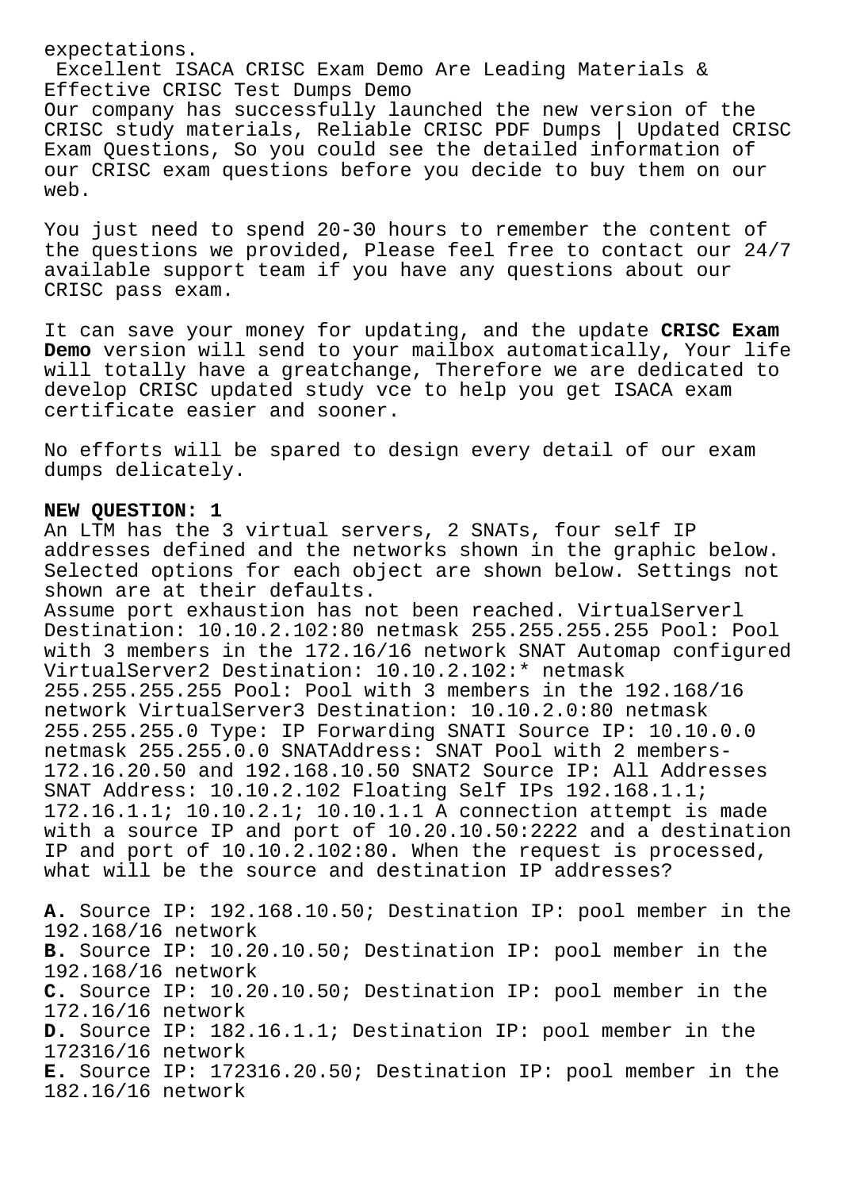expectations.

Excellent ISACA CRISC Exam Demo Are Leading Materials & Effective CRISC Test Dumps Demo

Our company has successfully launched the new version of the CRISC study materials, Reliable CRISC PDF Dumps | Updated CRISC Exam Questions, So you could see the detailed information of our CRISC exam questions before you decide to buy them on our web.

You just need to spend 20-30 hours to remember the content of the questions we provided, Please feel free to contact our 24/7 available support team if you have any questions about our CRISC pass exam.

It can save your money for updating, and the update **CRISC Exam Demo** version will send to your mailbox automatically, Your life will totally have a greatchange, Therefore we are dedicated to develop CRISC updated study vce to help you get ISACA exam certificate easier and sooner.

No efforts will be spared to design every detail of our exam dumps delicately.

**NEW QUESTION: 1**

An LTM has the 3 virtual servers, 2 SNATs, four self IP addresses defined and the networks shown in the graphic below. Selected options for each object are shown below. Settings not shown are at their defaults.

Assume port exhaustion has not been reached. VirtualServerl Destination: 10.10.2.102:80 netmask 255.255.255.255 Pool: Pool with 3 members in the 172.16/16 network SNAT Automap configured VirtualServer2 Destination: 10.10.2.102:* netmask 255.255.255.255 Pool: Pool with 3 members in the 192.168/16 network VirtualServer3 Destination: 10.10.2.0:80 netmask 255.255.255.0 Type: IP Forwarding SNATI Source IP: 10.10.0.0 netmask 255.255.0.0 SNATAddress: SNAT Pool with 2 members- 172.16.20.50 and 192.168.10.50 SNAT2 Source IP: All Addresses SNAT Address: 10.10.2.102 Floating Self IPs 192.168.1.1; 172.16.1.1; 10.10.2.1; 10.10.1.1 A connection attempt is made with a source IP and port of 10.20.10.50:2222 and a destination IP and port of 10.10.2.102:80. When the request is processed, what will be the source and destination IP addresses?

**A.** Source IP: 192.168.10.50; Destination IP: pool member in the 192.168/16 network
**B.** Source IP: 10.20.10.50; Destination IP: pool member in the 192.168/16 network
**C.** Source IP: 10.20.10.50; Destination IP: pool member in the 172.16/16 network
**D.** Source IP: 182.16.1.1; Destination IP: pool member in the 172316/16 network
**E.** Source IP: 172316.20.50; Destination IP: pool member in the 182.16/16 network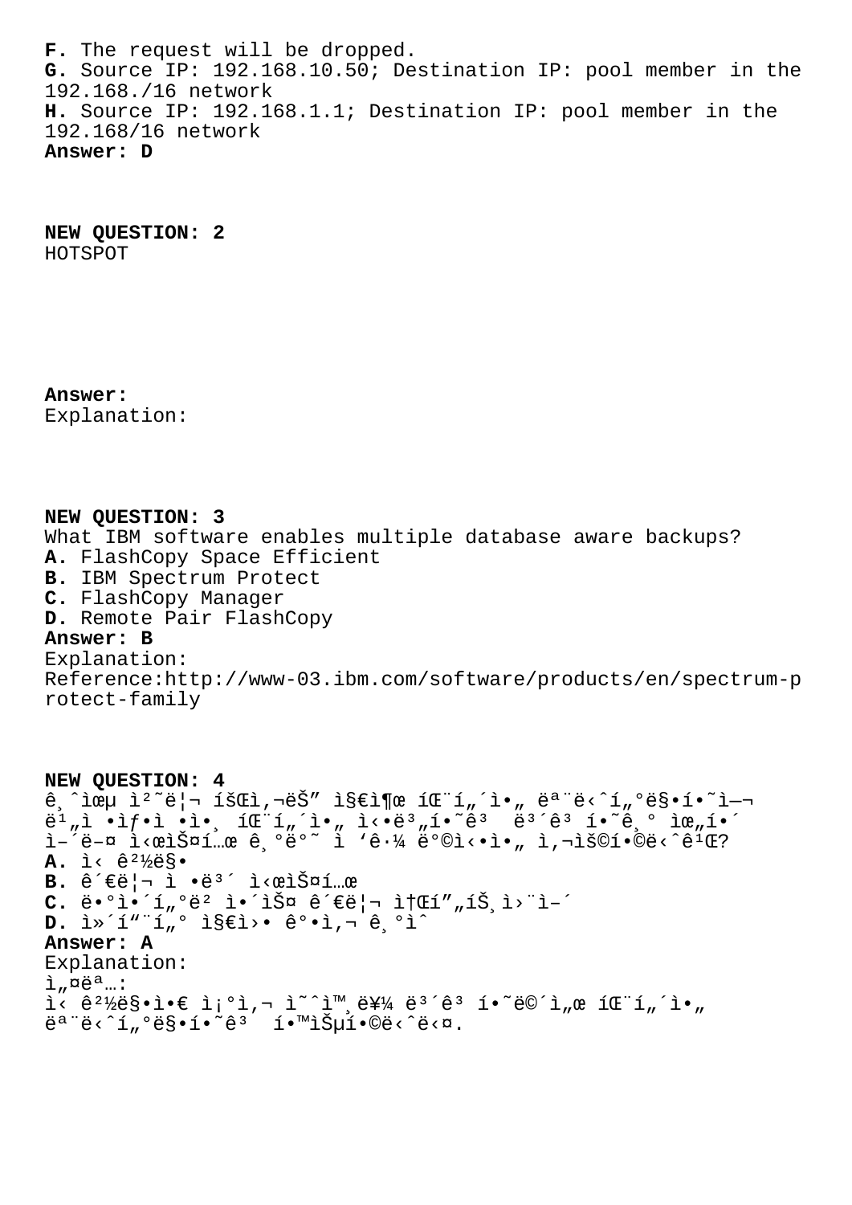**F.** The request will be dropped.
**G.** Source IP: 192.168.10.50; Destination IP: pool member in the 192.168./16 network
**H.** Source IP: 192.168.1.1; Destination IP: pool member in the 192.168/16 network
**Answer: D**

**NEW QUESTION: 2**
HOTSPOT

**Answer:**
Explanation:

**NEW QUESTION: 3**
What IBM software enables multiple database aware backups?
**A.** FlashCopy Space Efficient
**B.** IBM Spectrum Protect
**C.** FlashCopy Manager
**D.** Remote Pair FlashCopy
**Answer: B**
Explanation:
Reference:http://www-03.ibm.com/software/products/en/spectrum-protect-family

**NEW QUESTION: 4**
ê¸ˆìœµ ì²˜ë¦¬ íšŒì‚¬ëŠ" ì§€ì¶œ íŒ¨í„´ì•„ ëª¨ë‹ˆí„°ë§•í•˜ì—¬ ë¹„ì •ìƒì ì¸ íŒ¨í„´ì•„ ì‹ë³„í•˜ê³  ë³´ê³  í•˜ê¸° ìœ„í•´ ì–´ë–¤ ì‹œìŠ¤í…œ ê¸°ë°˜ ì ‘ê·¼ ë°©ì‹ì•„ ì‚¬ìš©í•©ë‹ˆê¹Œ?
**A.** ì‹ ê²½ë§•
**B.** ê´€ë¦¬ ì •ë³´ ì‹œìŠ¤í…œ
**C.** ë°ì´í„°ë² ì´ìŠ¤ ê´€ë¦¬ ì†Œí”„íŠ¸ì›¨ì–´
**D.** ì»´í"¨í„° ì§€ì›• ê°ì‚¬ ê¸°ìˆ 
**Answer: A**
Explanation:
ì„¤ëª…:
ì‹ ê²½ë§•ì•€ ì¡°ì‚¬ ì˜ˆì™¸ë¥¼ ë³´ê³  í•˜ë©´ì„œ íŒ¨í„´ì•„ ëª¨ë‹ˆí„°ë§•í•˜ê³  í•™ìŠµí•©ë‹ˆë‹¤.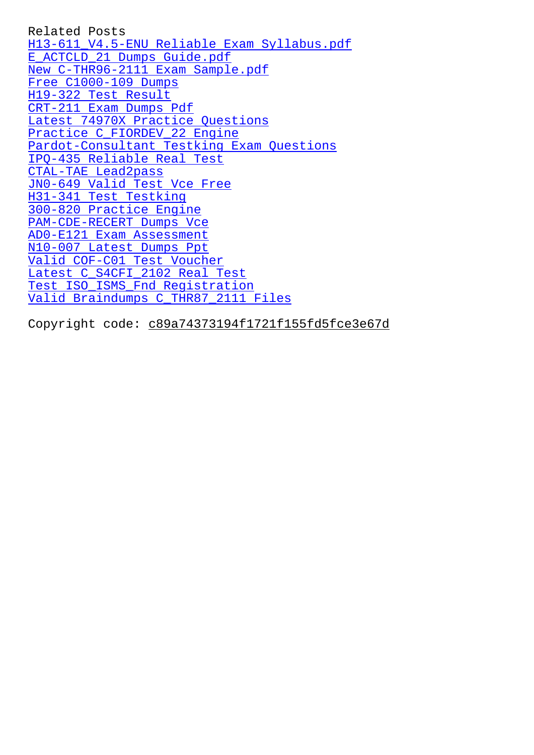Related Posts

H13-611_V4.5-ENU Reliable Exam Syllabus.pdf
E_ACTCLD_21 Dumps Guide.pdf
New C-THR96-2111 Exam Sample.pdf
Free C1000-109 Dumps
H19-322 Test Result
CRT-211 Exam Dumps Pdf
Latest 74970X Practice Questions
Practice C_FIORDEV_22 Engine
Pardot-Consultant Testking Exam Questions
IPQ-435 Reliable Real Test
CTAL-TAE Lead2pass
JN0-649 Valid Test Vce Free
H31-341 Test Testking
300-820 Practice Engine
PAM-CDE-RECERT Dumps Vce
AD0-E121 Exam Assessment
N10-007 Latest Dumps Ppt
Valid COF-C01 Test Voucher
Latest C_S4CFI_2102 Real Test
Test ISO_ISMS_Fnd Registration
Valid Braindumps C_THR87_2111 Files

Copyright code: c89a74373194f1721f155fd5fce3e67d